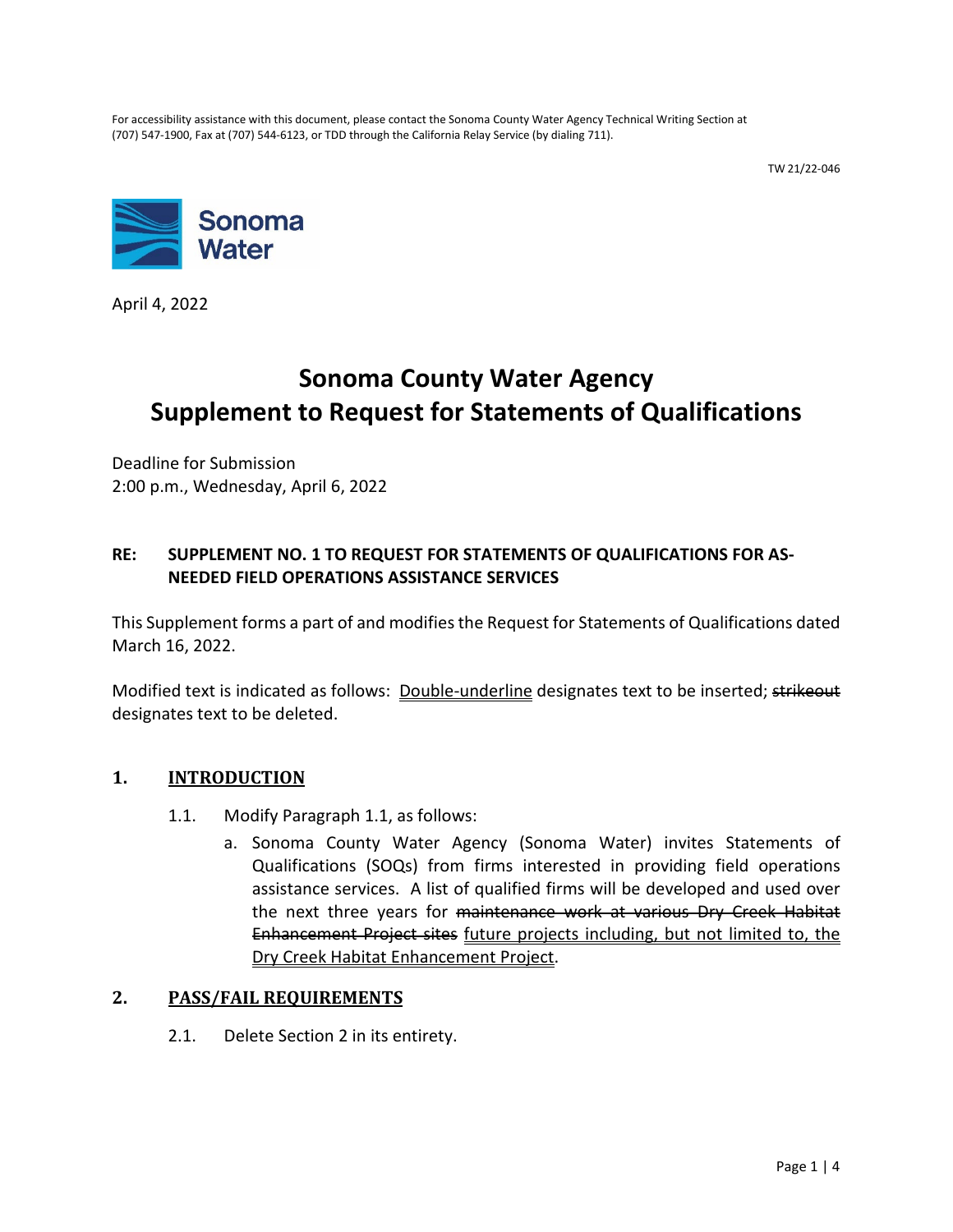For accessibility assistance with this document, please contact the Sonoma County Water Agency Technical Writing Section at (707) 547-1900, Fax at (707) 544-6123, or TDD through the California Relay Service (by dialing 711).

TW 21/22-046

Sonoma Water

April 4, 2022

# Sonoma County Water Agency
# Supplement to Request for Statements of Qualifications

Deadline for Submission
2:00 p.m., Wednesday, April 6, 2022

**RE: SUPPLEMENT NO. 1 TO REQUEST FOR STATEMENTS OF QUALIFICATIONS FOR AS-NEEDED FIELD OPERATIONS ASSISTANCE SERVICES**

This Supplement forms a part of and modifies the Request for Statements of Qualifications dated March 16, 2022.

Modified text is indicated as follows: <u>Double-underline</u> designates text to be inserted; ~~strikeout~~ designates text to be deleted.

## 1. INTRODUCTION

1.1. Modify Paragraph 1.1, as follows:

a. Sonoma County Water Agency (Sonoma Water) invites Statements of Qualifications (SOQs) from firms interested in providing field operations assistance services. A list of qualified firms will be developed and used over the next three years for ~~maintenance work at various Dry Creek Habitat Enhancement Project sites~~ <u>future projects including, but not limited to, the Dry Creek Habitat Enhancement Project</u>.

## 2. PASS/FAIL REQUIREMENTS

2.1. Delete Section 2 in its entirety.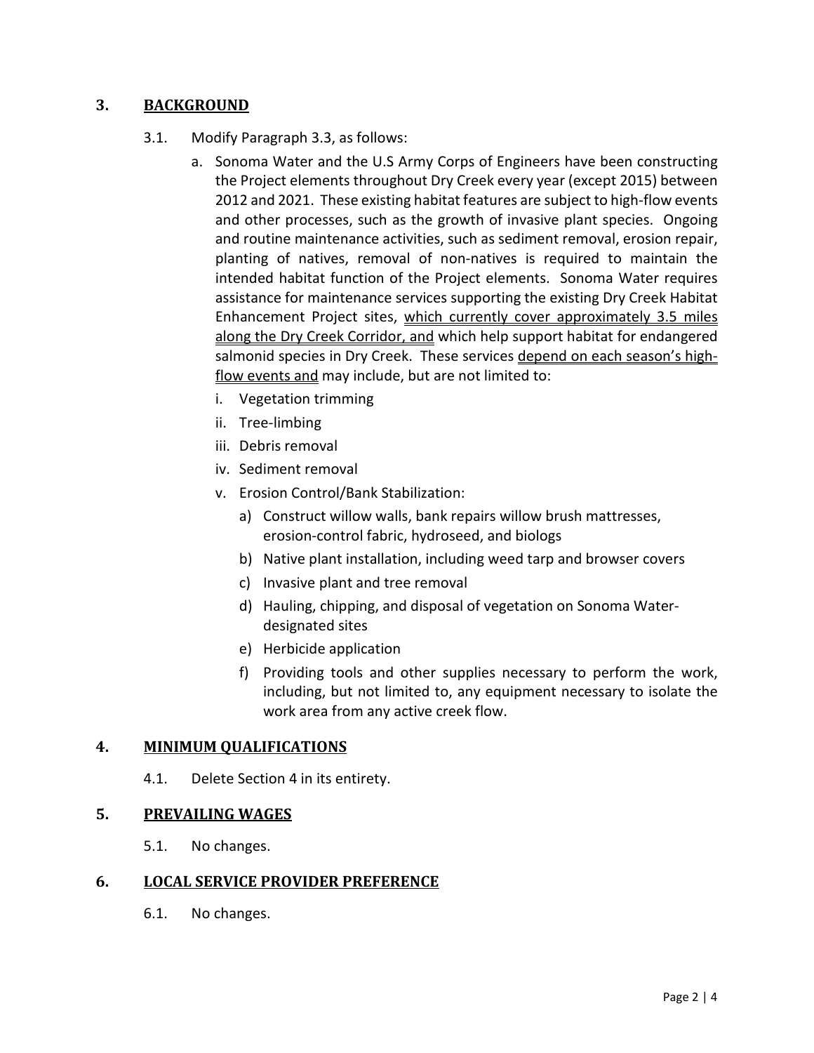## 3. BACKGROUND

3.1. Modify Paragraph 3.3, as follows:

a. Sonoma Water and the U.S Army Corps of Engineers have been constructing the Project elements throughout Dry Creek every year (except 2015) between 2012 and 2021. These existing habitat features are subject to high-flow events and other processes, such as the growth of invasive plant species. Ongoing and routine maintenance activities, such as sediment removal, erosion repair, planting of natives, removal of non-natives is required to maintain the intended habitat function of the Project elements. Sonoma Water requires assistance for maintenance services supporting the existing Dry Creek Habitat Enhancement Project sites, <u>which currently cover approximately 3.5 miles along the Dry Creek Corridor, and</u> which help support habitat for endangered salmonid species in Dry Creek. These services <u>depend on each season's high-flow events and</u> may include, but are not limited to:

   i. Vegetation trimming
   ii. Tree-limbing
   iii. Debris removal
   iv. Sediment removal
   v. Erosion Control/Bank Stabilization:
      a) Construct willow walls, bank repairs willow brush mattresses, erosion-control fabric, hydroseed, and biologs
      b) Native plant installation, including weed tarp and browser covers
      c) Invasive plant and tree removal
      d) Hauling, chipping, and disposal of vegetation on Sonoma Water-designated sites
      e) Herbicide application
      f) Providing tools and other supplies necessary to perform the work, including, but not limited to, any equipment necessary to isolate the work area from any active creek flow.

## 4. MINIMUM QUALIFICATIONS

4.1. Delete Section 4 in its entirety.

## 5. PREVAILING WAGES

5.1. No changes.

## 6. LOCAL SERVICE PROVIDER PREFERENCE

6.1. No changes.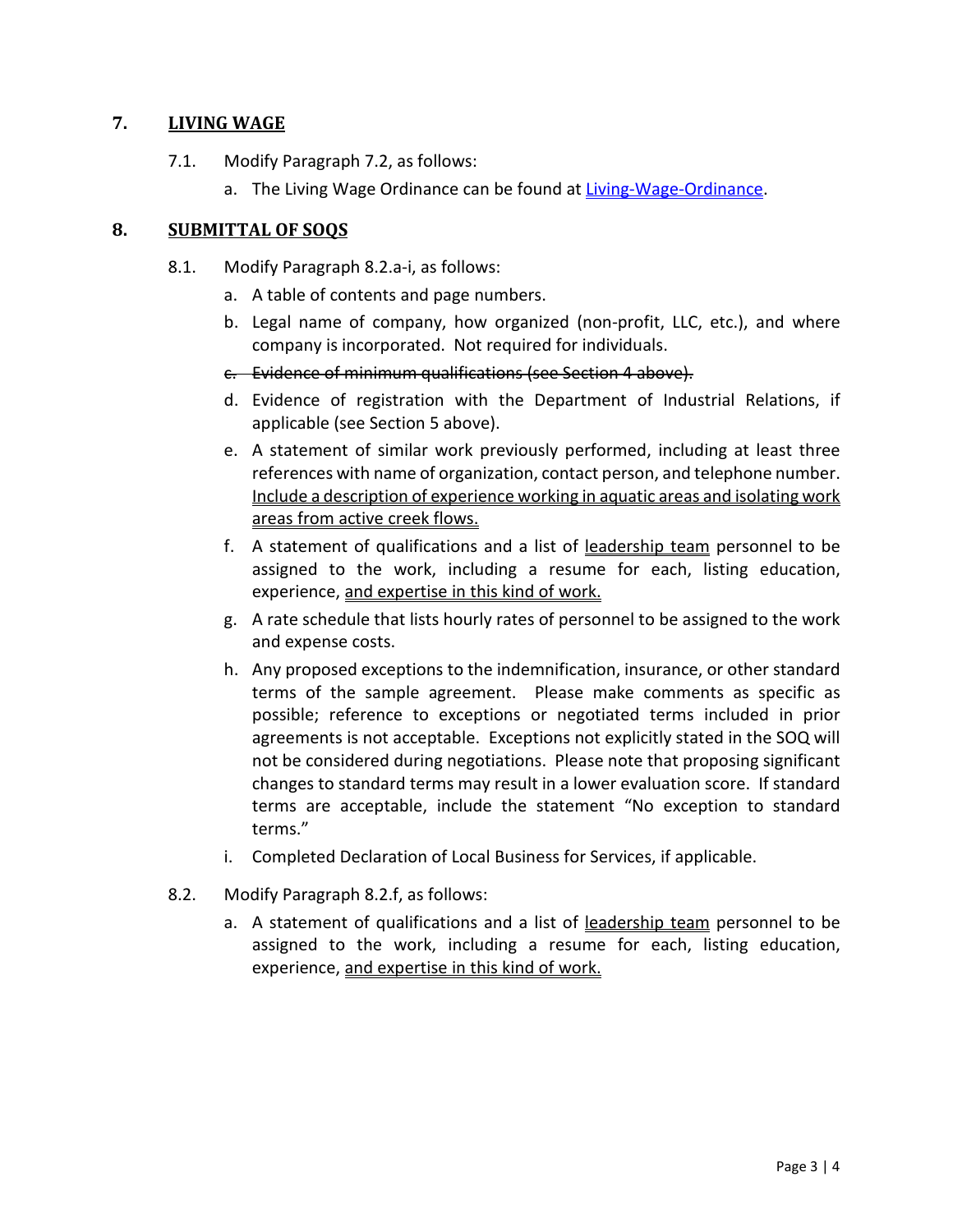## 7. LIVING WAGE

7.1. Modify Paragraph 7.2, as follows:

a. The Living Wage Ordinance can be found at [Living-Wage-Ordinance]().

## 8. SUBMITTAL OF SOQS

8.1. Modify Paragraph 8.2.a-i, as follows:

a. A table of contents and page numbers.

b. Legal name of company, how organized (non-profit, LLC, etc.), and where company is incorporated. Not required for individuals.

~~c. Evidence of minimum qualifications (see Section 4 above).~~

d. Evidence of registration with the Department of Industrial Relations, if applicable (see Section 5 above).

e. A statement of similar work previously performed, including at least three references with name of organization, contact person, and telephone number. <u>Include a description of experience working in aquatic areas and isolating work areas from active creek flows.</u>

f. A statement of qualifications and a list of <u>leadership team</u> personnel to be assigned to the work, including a resume for each, listing education, experience, <u>and expertise in this kind of work.</u>

g. A rate schedule that lists hourly rates of personnel to be assigned to the work and expense costs.

h. Any proposed exceptions to the indemnification, insurance, or other standard terms of the sample agreement. Please make comments as specific as possible; reference to exceptions or negotiated terms included in prior agreements is not acceptable. Exceptions not explicitly stated in the SOQ will not be considered during negotiations. Please note that proposing significant changes to standard terms may result in a lower evaluation score. If standard terms are acceptable, include the statement "No exception to standard terms."

i. Completed Declaration of Local Business for Services, if applicable.

8.2. Modify Paragraph 8.2.f, as follows:

a. A statement of qualifications and a list of <u>leadership team</u> personnel to be assigned to the work, including a resume for each, listing education, experience, <u>and expertise in this kind of work.</u>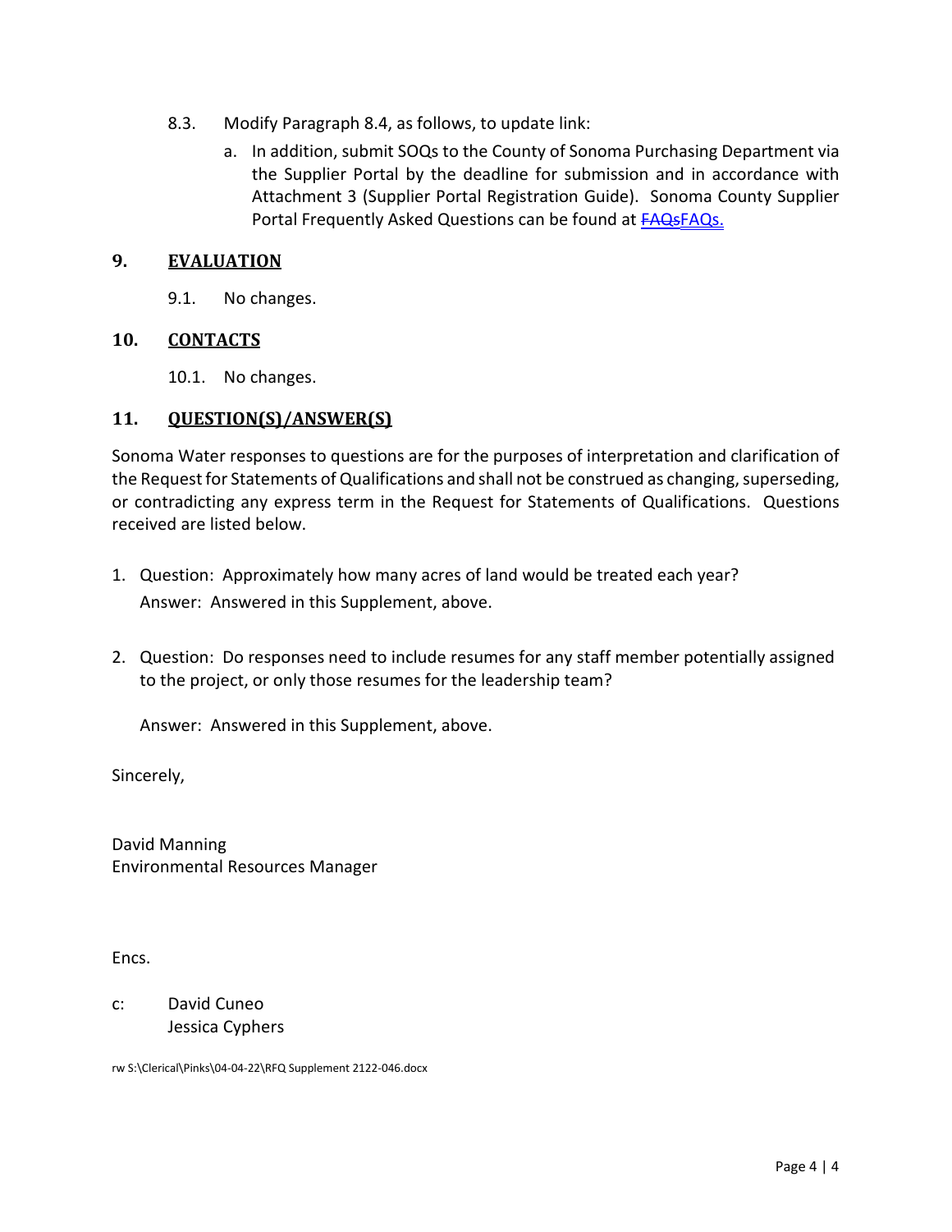8.3. Modify Paragraph 8.4, as follows, to update link:

a. In addition, submit SOQs to the County of Sonoma Purchasing Department via the Supplier Portal by the deadline for submission and in accordance with Attachment 3 (Supplier Portal Registration Guide). Sonoma County Supplier Portal Frequently Asked Questions can be found at ~~FAQs~~FAQs.

## 9. EVALUATION

9.1. No changes.

## 10. CONTACTS

10.1. No changes.

## 11. QUESTION(S)/ANSWER(S)

Sonoma Water responses to questions are for the purposes of interpretation and clarification of the Request for Statements of Qualifications and shall not be construed as changing, superseding, or contradicting any express term in the Request for Statements of Qualifications. Questions received are listed below.

1. Question: Approximately how many acres of land would be treated each year?

   Answer: Answered in this Supplement, above.

2. Question: Do responses need to include resumes for any staff member potentially assigned to the project, or only those resumes for the leadership team?

   Answer: Answered in this Supplement, above.

Sincerely,

David Manning
Environmental Resources Manager

Encs.

c: David Cuneo
Jessica Cyphers

rw S:\Clerical\Pinks\04-04-22\RFQ Supplement 2122-046.docx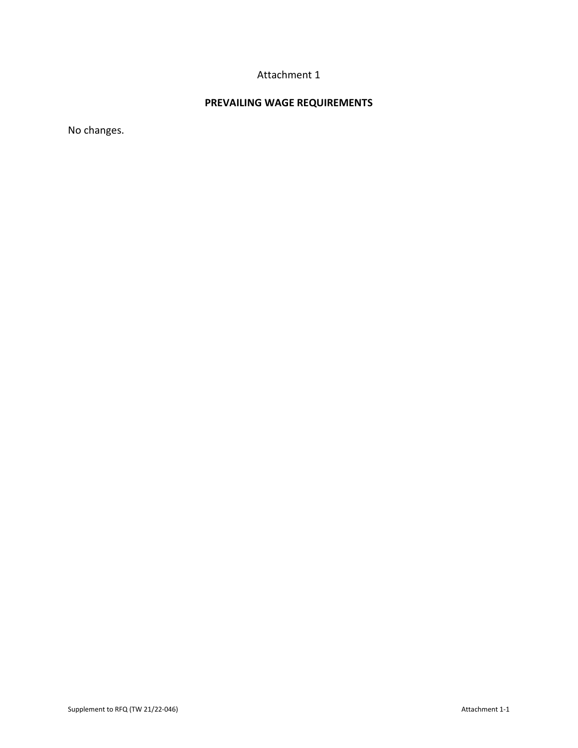Attachment 1

## PREVAILING WAGE REQUIREMENTS

No changes.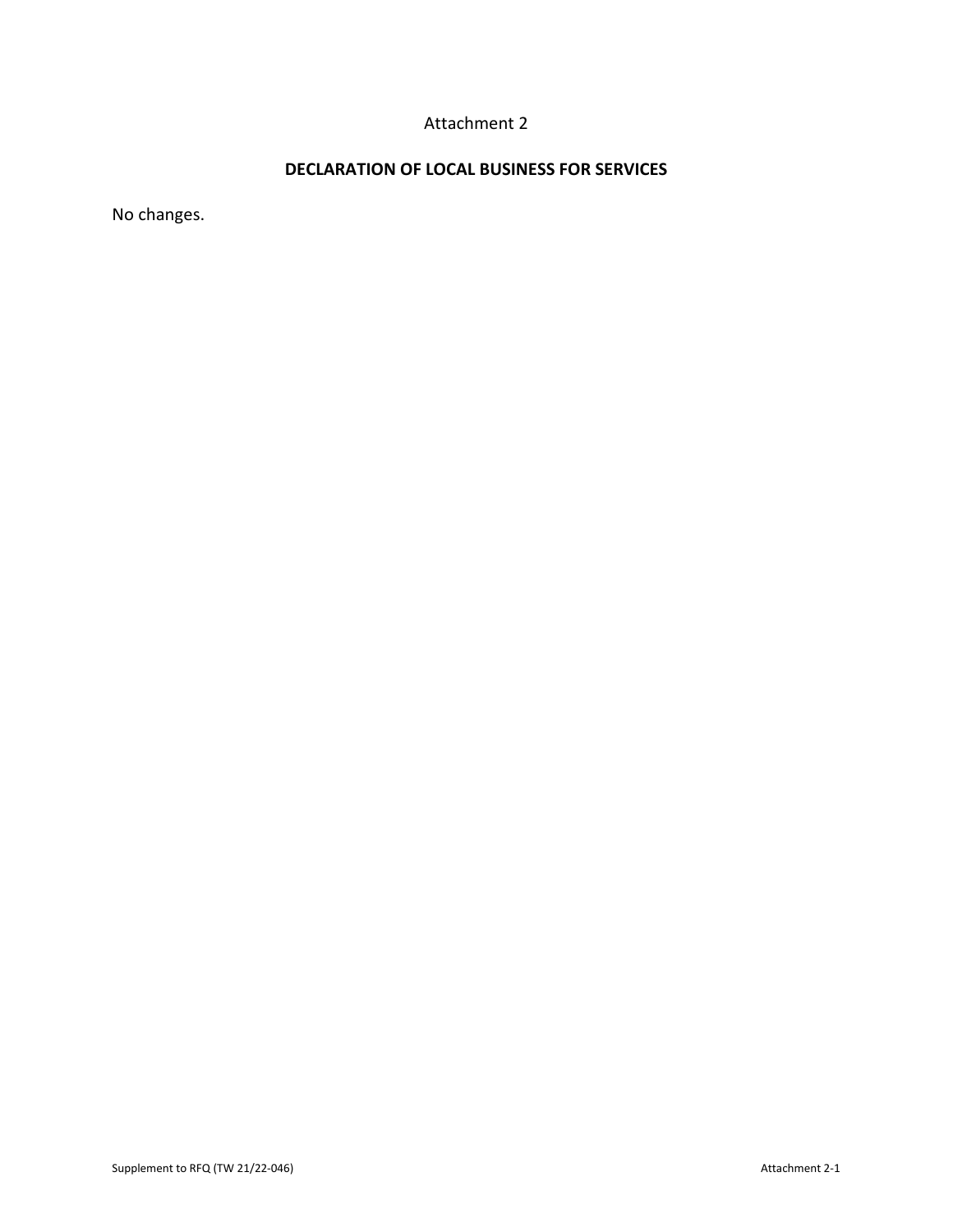Attachment 2

## DECLARATION OF LOCAL BUSINESS FOR SERVICES

No changes.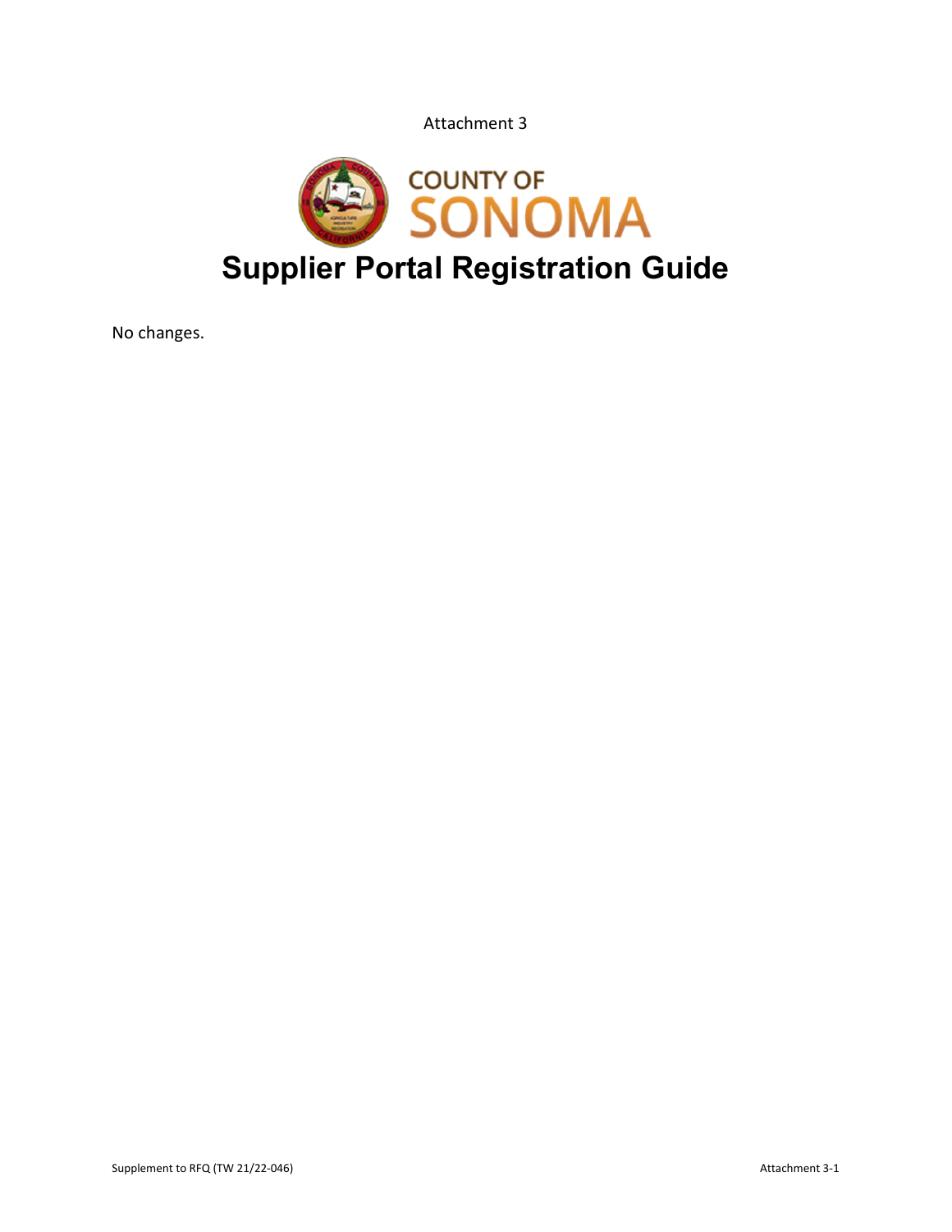Attachment 3

COUNTY OF SONOMA

# Supplier Portal Registration Guide

No changes.